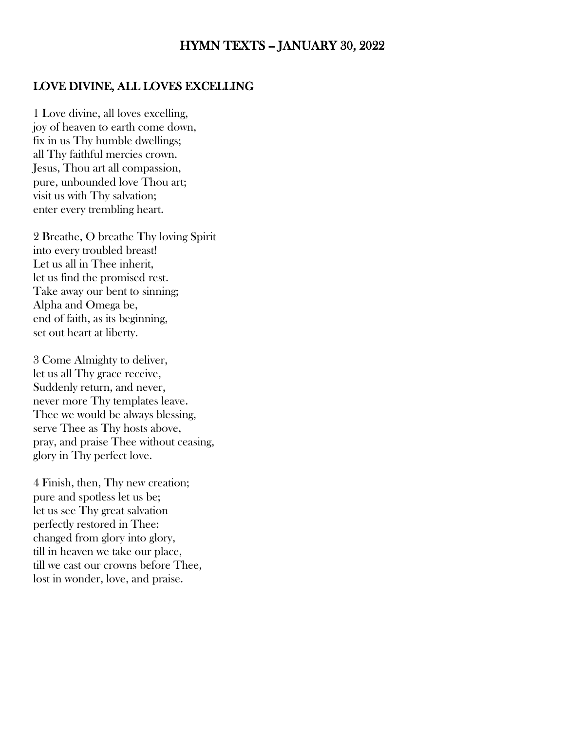# HYMN TEXTS – JANUARY 30, 2022

## LOVE DIVINE, ALL LOVES EXCELLING

1 Love divine, all loves excelling,
joy of heaven to earth come down,
fix in us Thy humble dwellings;
all Thy faithful mercies crown.
Jesus, Thou art all compassion,
pure, unbounded love Thou art;
visit us with Thy salvation;
enter every trembling heart.

2 Breathe, O breathe Thy loving Spirit
into every troubled breast!
Let us all in Thee inherit,
let us find the promised rest.
Take away our bent to sinning;
Alpha and Omega be,
end of faith, as its beginning,
set out heart at liberty.

3 Come Almighty to deliver,
let us all Thy grace receive,
Suddenly return, and never,
never more Thy templates leave.
Thee we would be always blessing,
serve Thee as Thy hosts above,
pray, and praise Thee without ceasing,
glory in Thy perfect love.

4 Finish, then, Thy new creation;
pure and spotless let us be;
let us see Thy great salvation
perfectly restored in Thee:
changed from glory into glory,
till in heaven we take our place,
till we cast our crowns before Thee,
lost in wonder, love, and praise.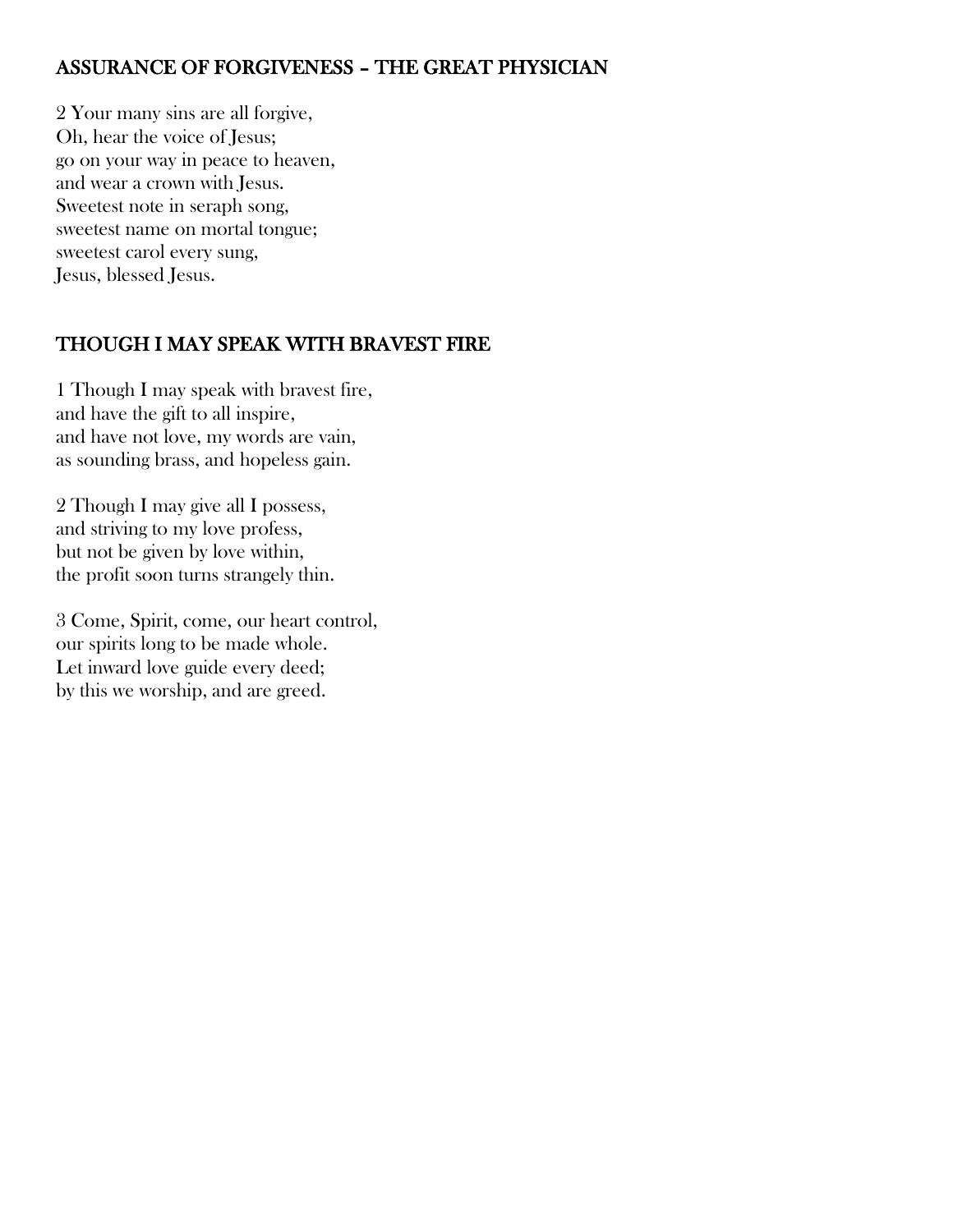## ASSURANCE OF FORGIVENESS – THE GREAT PHYSICIAN

2 Your many sins are all forgive,
Oh, hear the voice of Jesus;
go on your way in peace to heaven,
and wear a crown with Jesus.
Sweetest note in seraph song,
sweetest name on mortal tongue;
sweetest carol every sung,
Jesus, blessed Jesus.

## THOUGH I MAY SPEAK WITH BRAVEST FIRE

1 Though I may speak with bravest fire,
and have the gift to all inspire,
and have not love, my words are vain,
as sounding brass, and hopeless gain.

2 Though I may give all I possess,
and striving to my love profess,
but not be given by love within,
the profit soon turns strangely thin.

3 Come, Spirit, come, our heart control,
our spirits long to be made whole.
Let inward love guide every deed;
by this we worship, and are greed.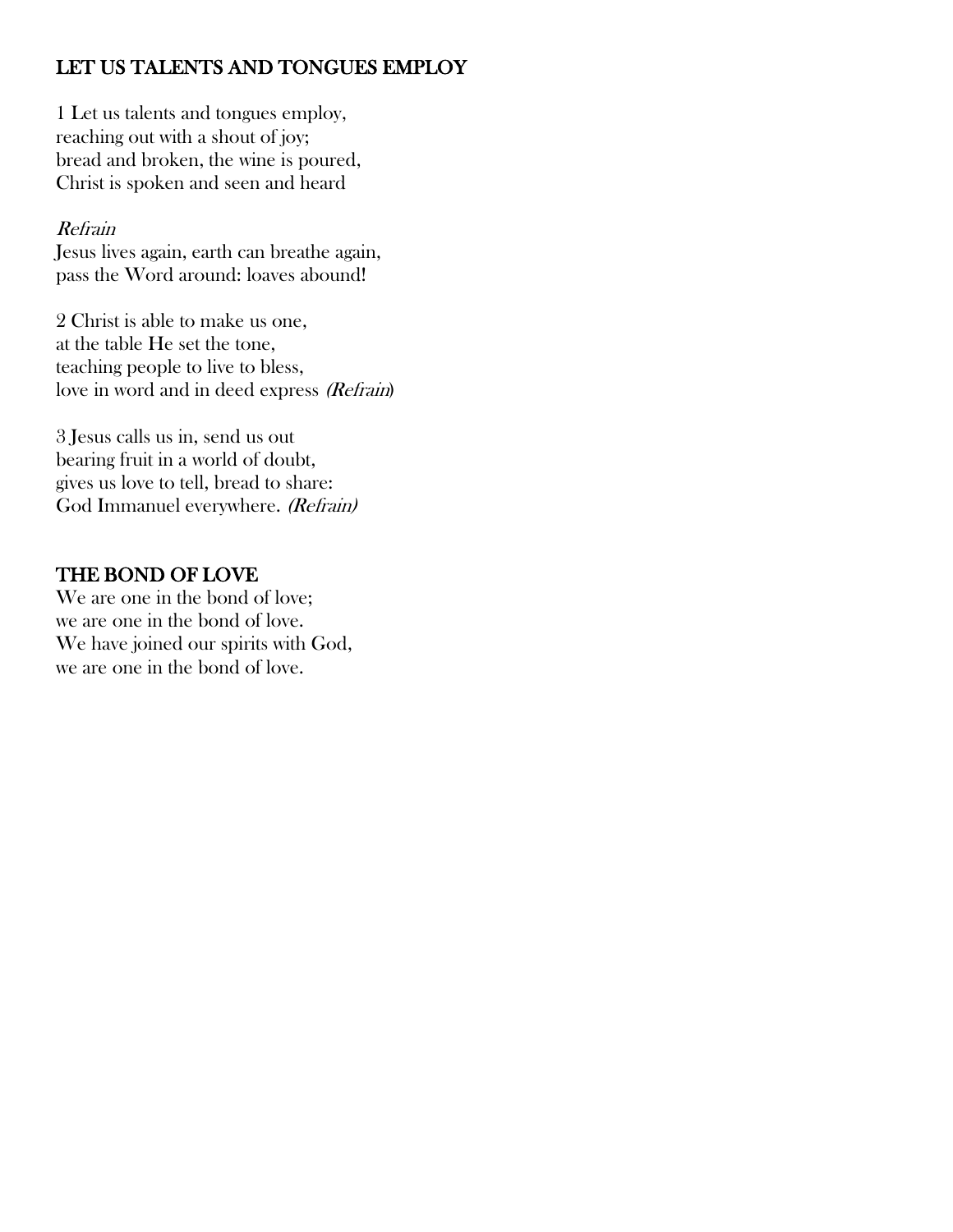## LET US TALENTS AND TONGUES EMPLOY

1 Let us talents and tongues employ,
reaching out with a shout of joy;
bread and broken, the wine is poured,
Christ is spoken and seen and heard

*Refrain*
Jesus lives again, earth can breathe again,
pass the Word around: loaves abound!

2 Christ is able to make us one,
at the table He set the tone,
teaching people to live to bless,
love in word and in deed express *(Refrain)*

3 Jesus calls us in, send us out
bearing fruit in a world of doubt,
gives us love to tell, bread to share:
God Immanuel everywhere. *(Refrain)*

## THE BOND OF LOVE

We are one in the bond of love;
we are one in the bond of love.
We have joined our spirits with God,
we are one in the bond of love.